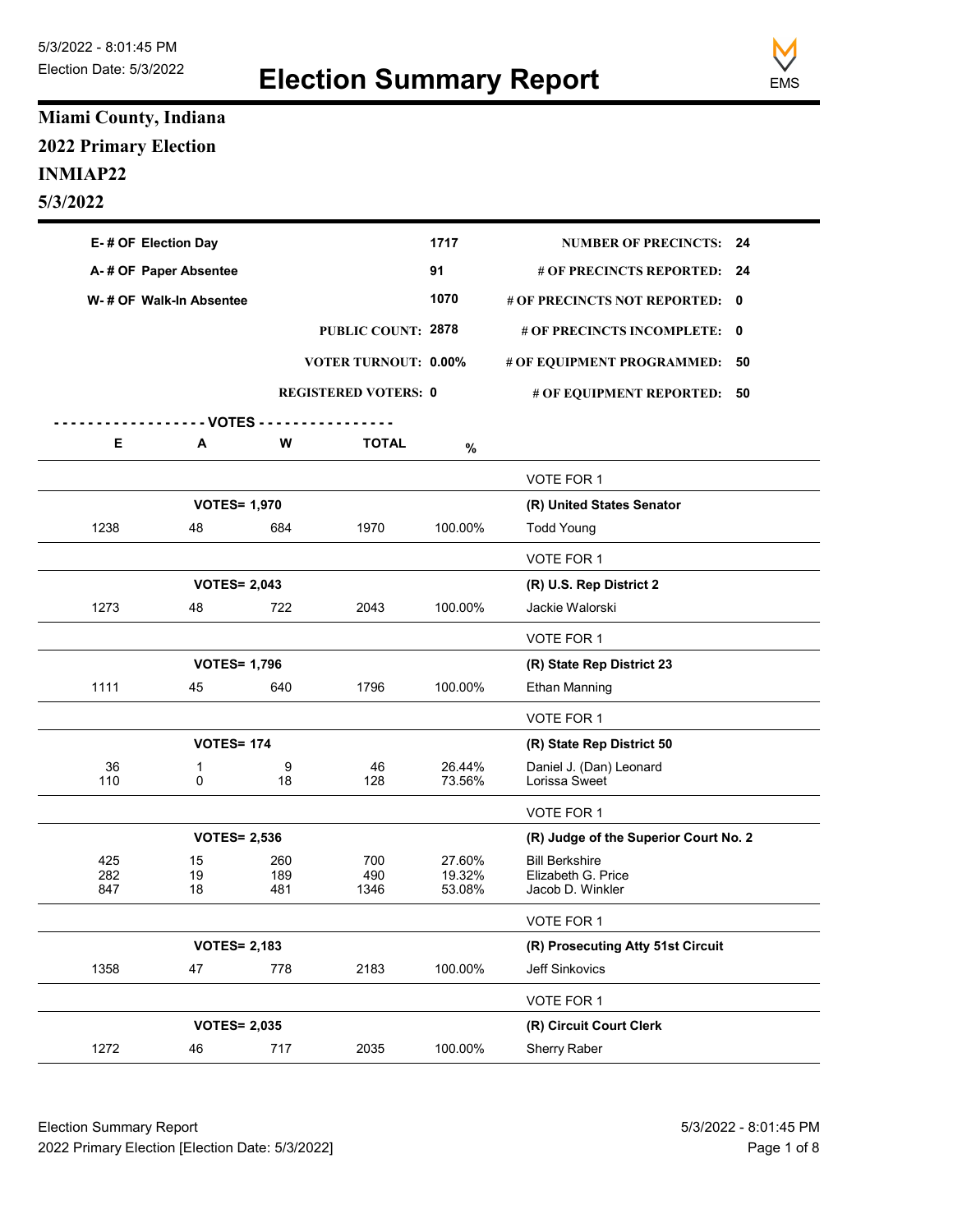5/3/2022 - 8:01:45 PM
Election Date: 5/3/2022

# Election Summary Report

EMS

## Miami County, Indiana
## 2022 Primary Election
## INMIAP22
## 5/3/2022

| | | | |
|---|---|---|---|
| **E- # OF Election Day** | **1717** | **NUMBER OF PRECINCTS:** | **24** |
| **A- # OF Paper Absentee** | **91** | **# OF PRECINCTS REPORTED:** | **24** |
| **W- # OF Walk-In Absentee** | **1070** | **# OF PRECINCTS NOT REPORTED:** | **0** |
| **PUBLIC COUNT:** | **2878** | **# OF PRECINCTS INCOMPLETE:** | **0** |
| **VOTER TURNOUT:** | **0.00%** | **# OF EQUIPMENT PROGRAMMED:** | **50** |
| **REGISTERED VOTERS:** | **0** | **# OF EQUIPMENT REPORTED:** | **50** |

| E | A | W | TOTAL | % | |
|---|---|---|---|---|---|
| | | | | | VOTE FOR 1 |
| **VOTES= 1,970** | | | | | **(R) United States Senator** |
| 1238 | 48 | 684 | 1970 | 100.00% | Todd Young |
| | | | | | VOTE FOR 1 |
| **VOTES= 2,043** | | | | | **(R) U.S. Rep District 2** |
| 1273 | 48 | 722 | 2043 | 100.00% | Jackie Walorski |
| | | | | | VOTE FOR 1 |
| **VOTES= 1,796** | | | | | **(R) State Rep District 23** |
| 1111 | 45 | 640 | 1796 | 100.00% | Ethan Manning |
| | | | | | VOTE FOR 1 |
| **VOTES= 174** | | | | | **(R) State Rep District 50** |
| 36 | 1 | 9 | 46 | 26.44% | Daniel J. (Dan) Leonard |
| 110 | 0 | 18 | 128 | 73.56% | Lorissa Sweet |
| | | | | | VOTE FOR 1 |
| **VOTES= 2,536** | | | | | **(R) Judge of the Superior Court No. 2** |
| 425 | 15 | 260 | 700 | 27.60% | Bill Berkshire |
| 282 | 19 | 189 | 490 | 19.32% | Elizabeth G. Price |
| 847 | 18 | 481 | 1346 | 53.08% | Jacob D. Winkler |
| | | | | | VOTE FOR 1 |
| **VOTES= 2,183** | | | | | **(R) Prosecuting Atty 51st Circuit** |
| 1358 | 47 | 778 | 2183 | 100.00% | Jeff Sinkovics |
| | | | | | VOTE FOR 1 |
| **VOTES= 2,035** | | | | | **(R) Circuit Court Clerk** |
| 1272 | 46 | 717 | 2035 | 100.00% | Sherry Raber |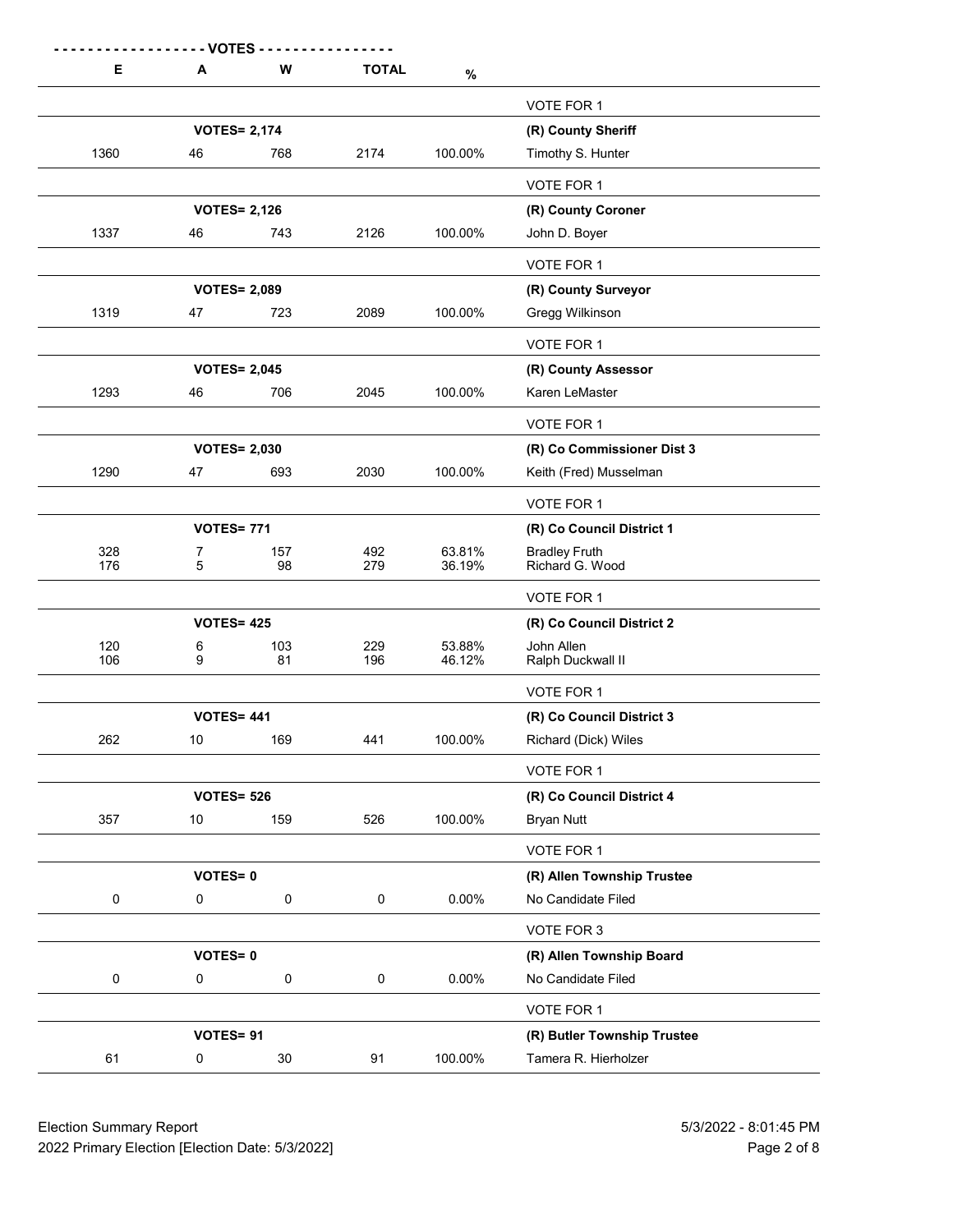| E | A | W | TOTAL | % | |
|---|---|---|---|---|---|
| | | | | | VOTE FOR 1 |
| | **VOTES= 2,174** | | | | **(R) County Sheriff** |
| 1360 | 46 | 768 | 2174 | 100.00% | Timothy S. Hunter |
| | | | | | VOTE FOR 1 |
| | **VOTES= 2,126** | | | | **(R) County Coroner** |
| 1337 | 46 | 743 | 2126 | 100.00% | John D. Boyer |
| | | | | | VOTE FOR 1 |
| | **VOTES= 2,089** | | | | **(R) County Surveyor** |
| 1319 | 47 | 723 | 2089 | 100.00% | Gregg Wilkinson |
| | | | | | VOTE FOR 1 |
| | **VOTES= 2,045** | | | | **(R) County Assessor** |
| 1293 | 46 | 706 | 2045 | 100.00% | Karen LeMaster |
| | | | | | VOTE FOR 1 |
| | **VOTES= 2,030** | | | | **(R) Co Commissioner Dist 3** |
| 1290 | 47 | 693 | 2030 | 100.00% | Keith (Fred) Musselman |
| | | | | | VOTE FOR 1 |
| | **VOTES= 771** | | | | **(R) Co Council District 1** |
| 328 | 7 | 157 | 492 | 63.81% | Bradley Fruth |
| 176 | 5 | 98 | 279 | 36.19% | Richard G. Wood |
| | | | | | VOTE FOR 1 |
| | **VOTES= 425** | | | | **(R) Co Council District 2** |
| 120 | 6 | 103 | 229 | 53.88% | John Allen |
| 106 | 9 | 81 | 196 | 46.12% | Ralph Duckwall II |
| | | | | | VOTE FOR 1 |
| | **VOTES= 441** | | | | **(R) Co Council District 3** |
| 262 | 10 | 169 | 441 | 100.00% | Richard (Dick) Wiles |
| | | | | | VOTE FOR 1 |
| | **VOTES= 526** | | | | **(R) Co Council District 4** |
| 357 | 10 | 159 | 526 | 100.00% | Bryan Nutt |
| | | | | | VOTE FOR 1 |
| | **VOTES= 0** | | | | **(R) Allen Township Trustee** |
| 0 | 0 | 0 | 0 | 0.00% | No Candidate Filed |
| | | | | | VOTE FOR 3 |
| | **VOTES= 0** | | | | **(R) Allen Township Board** |
| 0 | 0 | 0 | 0 | 0.00% | No Candidate Filed |
| | | | | | VOTE FOR 1 |
| | **VOTES= 91** | | | | **(R) Butler Township Trustee** |
| 61 | 0 | 30 | 91 | 100.00% | Tamera R. Hierholzer |

Election Summary Report
2022 Primary Election [Election Date: 5/3/2022]
5/3/2022 - 8:01:45 PM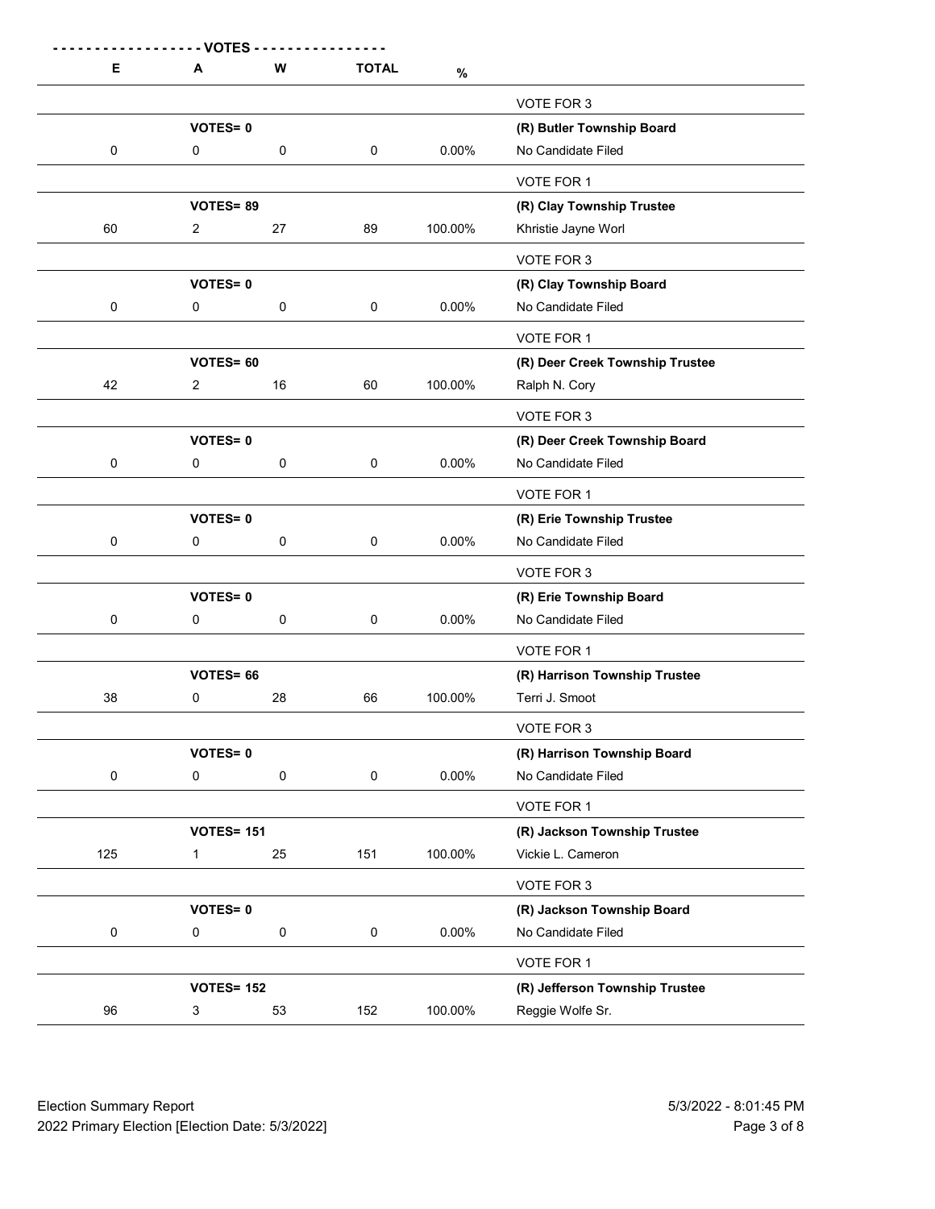| E | A | W | TOTAL | % | |
|---|---|---|---|---|---|
| | | | | | VOTE FOR 3 |
| | **VOTES= 0** | | | | **(R) Butler Township Board** |
| 0 | 0 | 0 | 0 | 0.00% | No Candidate Filed |
| | | | | | VOTE FOR 1 |
| | **VOTES= 89** | | | | **(R) Clay Township Trustee** |
| 60 | 2 | 27 | 89 | 100.00% | Khristie Jayne Worl |
| | | | | | VOTE FOR 3 |
| | **VOTES= 0** | | | | **(R) Clay Township Board** |
| 0 | 0 | 0 | 0 | 0.00% | No Candidate Filed |
| | | | | | VOTE FOR 1 |
| | **VOTES= 60** | | | | **(R) Deer Creek Township Trustee** |
| 42 | 2 | 16 | 60 | 100.00% | Ralph N. Cory |
| | | | | | VOTE FOR 3 |
| | **VOTES= 0** | | | | **(R) Deer Creek Township Board** |
| 0 | 0 | 0 | 0 | 0.00% | No Candidate Filed |
| | | | | | VOTE FOR 1 |
| | **VOTES= 0** | | | | **(R) Erie Township Trustee** |
| 0 | 0 | 0 | 0 | 0.00% | No Candidate Filed |
| | | | | | VOTE FOR 3 |
| | **VOTES= 0** | | | | **(R) Erie Township Board** |
| 0 | 0 | 0 | 0 | 0.00% | No Candidate Filed |
| | | | | | VOTE FOR 1 |
| | **VOTES= 66** | | | | **(R) Harrison Township Trustee** |
| 38 | 0 | 28 | 66 | 100.00% | Terri J. Smoot |
| | | | | | VOTE FOR 3 |
| | **VOTES= 0** | | | | **(R) Harrison Township Board** |
| 0 | 0 | 0 | 0 | 0.00% | No Candidate Filed |
| | | | | | VOTE FOR 1 |
| | **VOTES= 151** | | | | **(R) Jackson Township Trustee** |
| 125 | 1 | 25 | 151 | 100.00% | Vickie L. Cameron |
| | | | | | VOTE FOR 3 |
| | **VOTES= 0** | | | | **(R) Jackson Township Board** |
| 0 | 0 | 0 | 0 | 0.00% | No Candidate Filed |
| | | | | | VOTE FOR 1 |
| | **VOTES= 152** | | | | **(R) Jefferson Township Trustee** |
| 96 | 3 | 53 | 152 | 100.00% | Reggie Wolfe Sr. |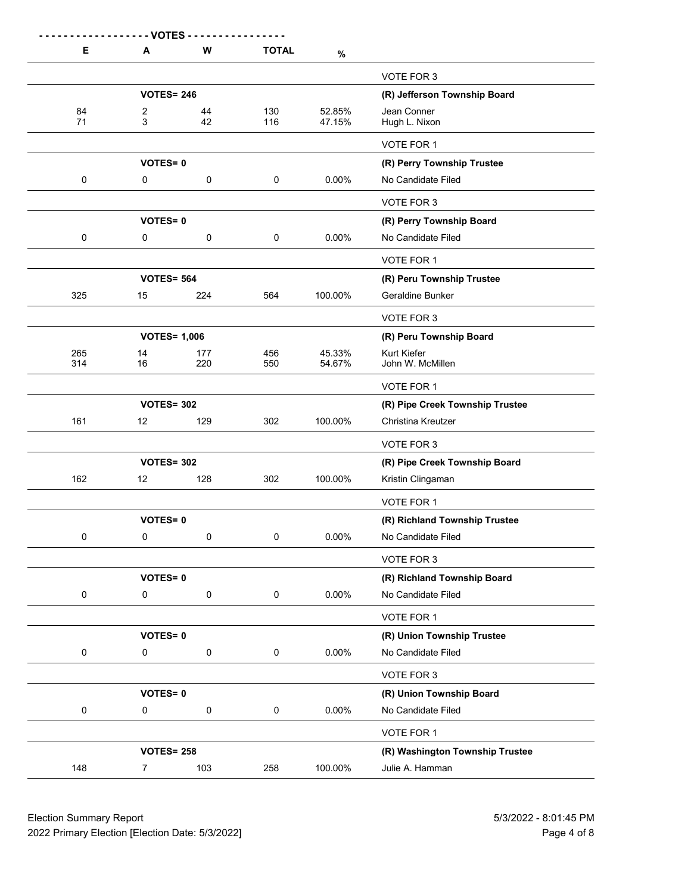| E | A | W | TOTAL | % | |
|---|---|---|---|---|---|
| | | | | | VOTE FOR 3 |
| | VOTES= 246 | | | | **(R) Jefferson Township Board** |
| 84 | 2 | 44 | 130 | 52.85% | Jean Conner |
| 71 | 3 | 42 | 116 | 47.15% | Hugh L. Nixon |
| | | | | | VOTE FOR 1 |
| | VOTES= 0 | | | | **(R) Perry Township Trustee** |
| 0 | 0 | 0 | 0 | 0.00% | No Candidate Filed |
| | | | | | VOTE FOR 3 |
| | VOTES= 0 | | | | **(R) Perry Township Board** |
| 0 | 0 | 0 | 0 | 0.00% | No Candidate Filed |
| | | | | | VOTE FOR 1 |
| | VOTES= 564 | | | | **(R) Peru Township Trustee** |
| 325 | 15 | 224 | 564 | 100.00% | Geraldine Bunker |
| | | | | | VOTE FOR 3 |
| | VOTES= 1,006 | | | | **(R) Peru Township Board** |
| 265 | 14 | 177 | 456 | 45.33% | Kurt Kiefer |
| 314 | 16 | 220 | 550 | 54.67% | John W. McMillen |
| | | | | | VOTE FOR 1 |
| | VOTES= 302 | | | | **(R) Pipe Creek Township Trustee** |
| 161 | 12 | 129 | 302 | 100.00% | Christina Kreutzer |
| | | | | | VOTE FOR 3 |
| | VOTES= 302 | | | | **(R) Pipe Creek Township Board** |
| 162 | 12 | 128 | 302 | 100.00% | Kristin Clingaman |
| | | | | | VOTE FOR 1 |
| | VOTES= 0 | | | | **(R) Richland Township Trustee** |
| 0 | 0 | 0 | 0 | 0.00% | No Candidate Filed |
| | | | | | VOTE FOR 3 |
| | VOTES= 0 | | | | **(R) Richland Township Board** |
| 0 | 0 | 0 | 0 | 0.00% | No Candidate Filed |
| | | | | | VOTE FOR 1 |
| | VOTES= 0 | | | | **(R) Union Township Trustee** |
| 0 | 0 | 0 | 0 | 0.00% | No Candidate Filed |
| | | | | | VOTE FOR 3 |
| | VOTES= 0 | | | | **(R) Union Township Board** |
| 0 | 0 | 0 | 0 | 0.00% | No Candidate Filed |
| | | | | | VOTE FOR 1 |
| | VOTES= 258 | | | | **(R) Washington Township Trustee** |
| 148 | 7 | 103 | 258 | 100.00% | Julie A. Hamman |

Election Summary Report
2022 Primary Election [Election Date: 5/3/2022]

5/3/2022 - 8:01:45 PM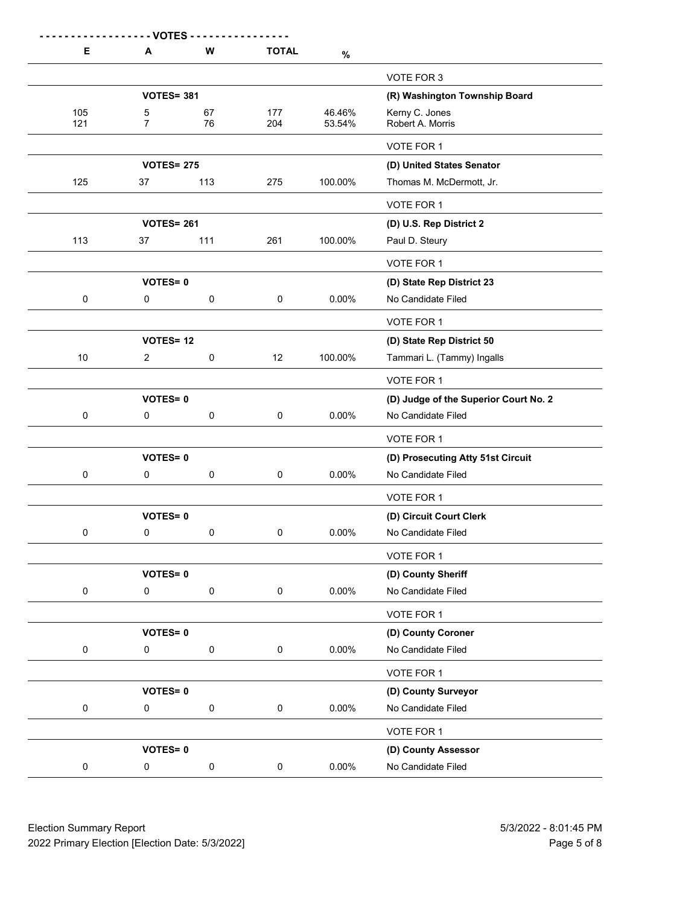| E | A | W | TOTAL | % | |
|---|---|---|---|---|---|
| | | | | | VOTE FOR 3 |
| | VOTES= 381 | | | | **(R) Washington Township Board** |
| 105 | 5 | 67 | 177 | 46.46% | Kerny C. Jones |
| 121 | 7 | 76 | 204 | 53.54% | Robert A. Morris |
| | | | | | VOTE FOR 1 |
| | VOTES= 275 | | | | **(D) United States Senator** |
| 125 | 37 | 113 | 275 | 100.00% | Thomas M. McDermott, Jr. |
| | | | | | VOTE FOR 1 |
| | VOTES= 261 | | | | **(D) U.S. Rep District 2** |
| 113 | 37 | 111 | 261 | 100.00% | Paul D. Steury |
| | | | | | VOTE FOR 1 |
| | VOTES= 0 | | | | **(D) State Rep District 23** |
| 0 | 0 | 0 | 0 | 0.00% | No Candidate Filed |
| | | | | | VOTE FOR 1 |
| | VOTES= 12 | | | | **(D) State Rep District 50** |
| 10 | 2 | 0 | 12 | 100.00% | Tammari L. (Tammy) Ingalls |
| | | | | | VOTE FOR 1 |
| | VOTES= 0 | | | | **(D) Judge of the Superior Court No. 2** |
| 0 | 0 | 0 | 0 | 0.00% | No Candidate Filed |
| | | | | | VOTE FOR 1 |
| | VOTES= 0 | | | | **(D) Prosecuting Atty 51st Circuit** |
| 0 | 0 | 0 | 0 | 0.00% | No Candidate Filed |
| | | | | | VOTE FOR 1 |
| | VOTES= 0 | | | | **(D) Circuit Court Clerk** |
| 0 | 0 | 0 | 0 | 0.00% | No Candidate Filed |
| | | | | | VOTE FOR 1 |
| | VOTES= 0 | | | | **(D) County Sheriff** |
| 0 | 0 | 0 | 0 | 0.00% | No Candidate Filed |
| | | | | | VOTE FOR 1 |
| | VOTES= 0 | | | | **(D) County Coroner** |
| 0 | 0 | 0 | 0 | 0.00% | No Candidate Filed |
| | | | | | VOTE FOR 1 |
| | VOTES= 0 | | | | **(D) County Surveyor** |
| 0 | 0 | 0 | 0 | 0.00% | No Candidate Filed |
| | | | | | VOTE FOR 1 |
| | VOTES= 0 | | | | **(D) County Assessor** |
| 0 | 0 | 0 | 0 | 0.00% | No Candidate Filed |

Election Summary Report
2022 Primary Election [Election Date: 5/3/2022]

5/3/2022 - 8:01:45 PM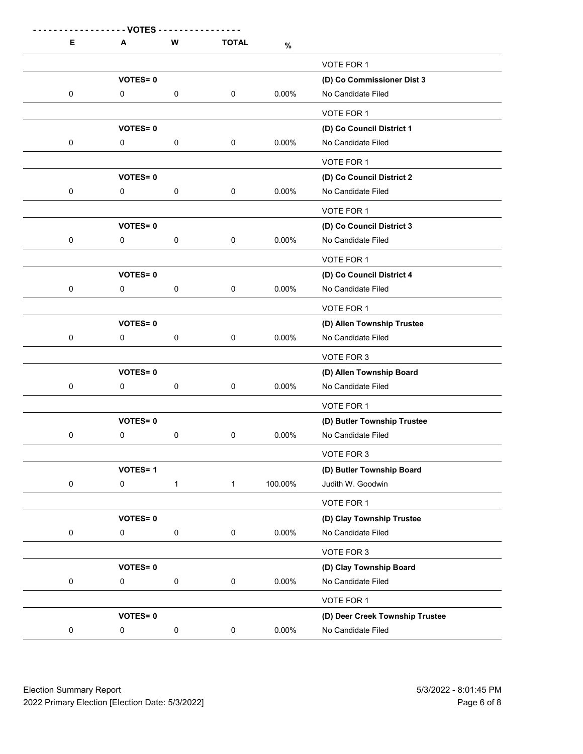| E | A | W | TOTAL | % | |
|---|---|---|---|---|---|
| | | | | | VOTE FOR 1 |
| | **VOTES= 0** | | | | **(D) Co Commissioner Dist 3** |
| 0 | 0 | 0 | 0 | 0.00% | No Candidate Filed |
| | | | | | VOTE FOR 1 |
| | **VOTES= 0** | | | | **(D) Co Council District 1** |
| 0 | 0 | 0 | 0 | 0.00% | No Candidate Filed |
| | | | | | VOTE FOR 1 |
| | **VOTES= 0** | | | | **(D) Co Council District 2** |
| 0 | 0 | 0 | 0 | 0.00% | No Candidate Filed |
| | | | | | VOTE FOR 1 |
| | **VOTES= 0** | | | | **(D) Co Council District 3** |
| 0 | 0 | 0 | 0 | 0.00% | No Candidate Filed |
| | | | | | VOTE FOR 1 |
| | **VOTES= 0** | | | | **(D) Co Council District 4** |
| 0 | 0 | 0 | 0 | 0.00% | No Candidate Filed |
| | | | | | VOTE FOR 1 |
| | **VOTES= 0** | | | | **(D) Allen Township Trustee** |
| 0 | 0 | 0 | 0 | 0.00% | No Candidate Filed |
| | | | | | VOTE FOR 3 |
| | **VOTES= 0** | | | | **(D) Allen Township Board** |
| 0 | 0 | 0 | 0 | 0.00% | No Candidate Filed |
| | | | | | VOTE FOR 1 |
| | **VOTES= 0** | | | | **(D) Butler Township Trustee** |
| 0 | 0 | 0 | 0 | 0.00% | No Candidate Filed |
| | | | | | VOTE FOR 3 |
| | **VOTES= 1** | | | | **(D) Butler Township Board** |
| 0 | 0 | 1 | 1 | 100.00% | Judith W. Goodwin |
| | | | | | VOTE FOR 1 |
| | **VOTES= 0** | | | | **(D) Clay Township Trustee** |
| 0 | 0 | 0 | 0 | 0.00% | No Candidate Filed |
| | | | | | VOTE FOR 3 |
| | **VOTES= 0** | | | | **(D) Clay Township Board** |
| 0 | 0 | 0 | 0 | 0.00% | No Candidate Filed |
| | | | | | VOTE FOR 1 |
| | **VOTES= 0** | | | | **(D) Deer Creek Township Trustee** |
| 0 | 0 | 0 | 0 | 0.00% | No Candidate Filed |

Election Summary Report
2022 Primary Election [Election Date: 5/3/2022]

5/3/2022 - 8:01:45 PM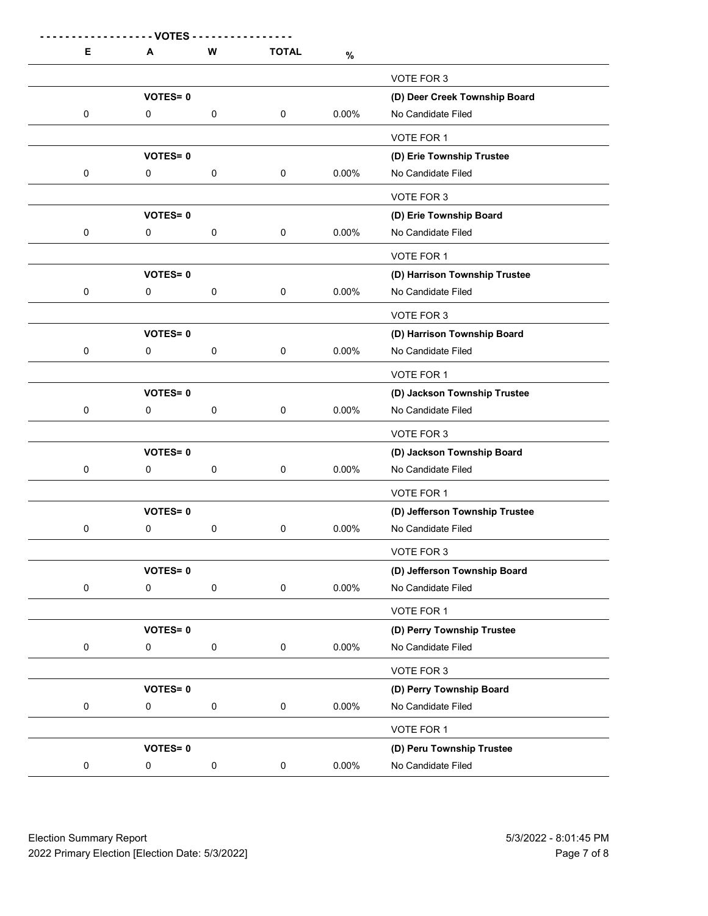| E | A | W | TOTAL | % | |
|---|---|---|---|---|---|
| | | | | | VOTE FOR 3 |
| | **VOTES= 0** | | | | **(D) Deer Creek Township Board** |
| 0 | 0 | 0 | 0 | 0.00% | No Candidate Filed |
| | | | | | VOTE FOR 1 |
| | **VOTES= 0** | | | | **(D) Erie Township Trustee** |
| 0 | 0 | 0 | 0 | 0.00% | No Candidate Filed |
| | | | | | VOTE FOR 3 |
| | **VOTES= 0** | | | | **(D) Erie Township Board** |
| 0 | 0 | 0 | 0 | 0.00% | No Candidate Filed |
| | | | | | VOTE FOR 1 |
| | **VOTES= 0** | | | | **(D) Harrison Township Trustee** |
| 0 | 0 | 0 | 0 | 0.00% | No Candidate Filed |
| | | | | | VOTE FOR 3 |
| | **VOTES= 0** | | | | **(D) Harrison Township Board** |
| 0 | 0 | 0 | 0 | 0.00% | No Candidate Filed |
| | | | | | VOTE FOR 1 |
| | **VOTES= 0** | | | | **(D) Jackson Township Trustee** |
| 0 | 0 | 0 | 0 | 0.00% | No Candidate Filed |
| | | | | | VOTE FOR 3 |
| | **VOTES= 0** | | | | **(D) Jackson Township Board** |
| 0 | 0 | 0 | 0 | 0.00% | No Candidate Filed |
| | | | | | VOTE FOR 1 |
| | **VOTES= 0** | | | | **(D) Jefferson Township Trustee** |
| 0 | 0 | 0 | 0 | 0.00% | No Candidate Filed |
| | | | | | VOTE FOR 3 |
| | **VOTES= 0** | | | | **(D) Jefferson Township Board** |
| 0 | 0 | 0 | 0 | 0.00% | No Candidate Filed |
| | | | | | VOTE FOR 1 |
| | **VOTES= 0** | | | | **(D) Perry Township Trustee** |
| 0 | 0 | 0 | 0 | 0.00% | No Candidate Filed |
| | | | | | VOTE FOR 3 |
| | **VOTES= 0** | | | | **(D) Perry Township Board** |
| 0 | 0 | 0 | 0 | 0.00% | No Candidate Filed |
| | | | | | VOTE FOR 1 |
| | **VOTES= 0** | | | | **(D) Peru Township Trustee** |
| 0 | 0 | 0 | 0 | 0.00% | No Candidate Filed |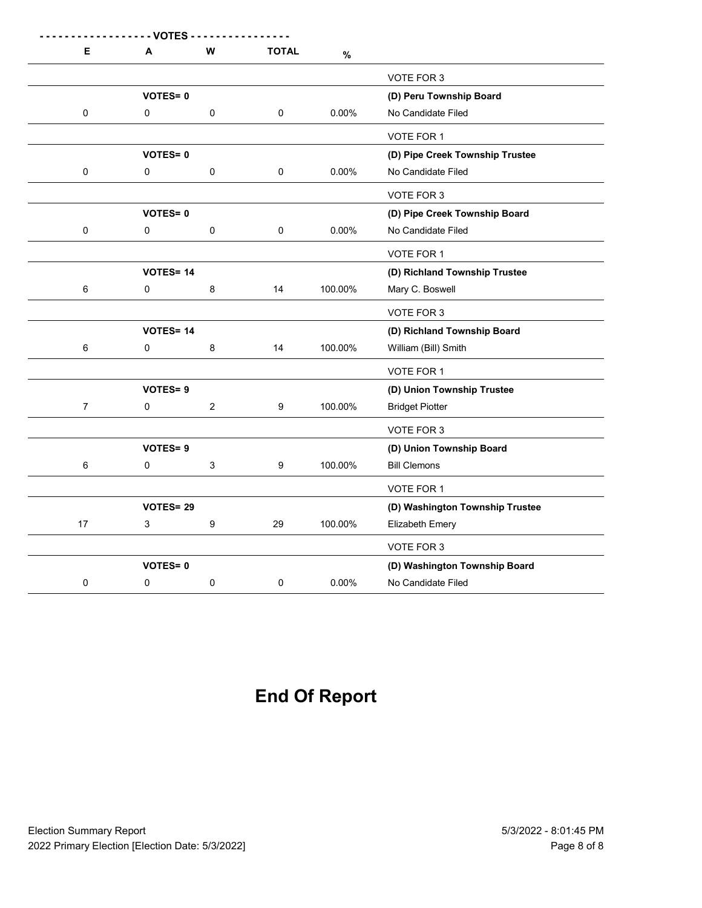| E | A | W | TOTAL | % | |
|---|---|---|---|---|---|
| | | | | | VOTE FOR 3 |
| | **VOTES= 0** | | | | **(D) Peru Township Board** |
| 0 | 0 | 0 | 0 | 0.00% | No Candidate Filed |
| | | | | | VOTE FOR 1 |
| | **VOTES= 0** | | | | **(D) Pipe Creek Township Trustee** |
| 0 | 0 | 0 | 0 | 0.00% | No Candidate Filed |
| | | | | | VOTE FOR 3 |
| | **VOTES= 0** | | | | **(D) Pipe Creek Township Board** |
| 0 | 0 | 0 | 0 | 0.00% | No Candidate Filed |
| | | | | | VOTE FOR 1 |
| | **VOTES= 14** | | | | **(D) Richland Township Trustee** |
| 6 | 0 | 8 | 14 | 100.00% | Mary C. Boswell |
| | | | | | VOTE FOR 3 |
| | **VOTES= 14** | | | | **(D) Richland Township Board** |
| 6 | 0 | 8 | 14 | 100.00% | William (Bill) Smith |
| | | | | | VOTE FOR 1 |
| | **VOTES= 9** | | | | **(D) Union Township Trustee** |
| 7 | 0 | 2 | 9 | 100.00% | Bridget Piotter |
| | | | | | VOTE FOR 3 |
| | **VOTES= 9** | | | | **(D) Union Township Board** |
| 6 | 0 | 3 | 9 | 100.00% | Bill Clemons |
| | | | | | VOTE FOR 1 |
| | **VOTES= 29** | | | | **(D) Washington Township Trustee** |
| 17 | 3 | 9 | 29 | 100.00% | Elizabeth Emery |
| | | | | | VOTE FOR 3 |
| | **VOTES= 0** | | | | **(D) Washington Township Board** |
| 0 | 0 | 0 | 0 | 0.00% | No Candidate Filed |

# End Of Report